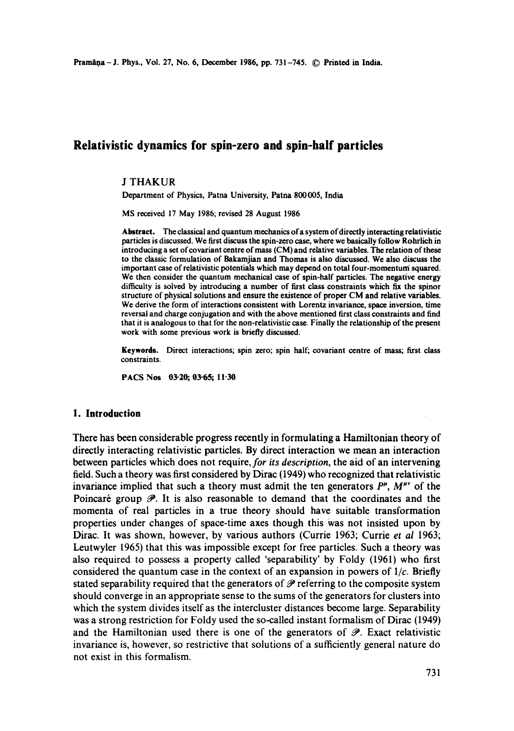# Relativistic dynamics for spin-zero and spin-half particles

J THAKUR

Department of Physics, Patna University, Patna 800005, India

MS received 17 May 1986; revised 28 August 1986

**Abstract.** The classical and quantum mechanics of a system of directly interacting relativistic particles is discussed. We first discuss the spin-zero case, where we basically follow Rohrlich in introducing a set of covariant centre of mass (CM) and relative variables. The relation of these to the classic formulation of Bakamjian and Thomas is also discussed. We also discuss the important case of relativistic potentials which may depend on total four-momentum squared. We then consider the quantum mechanical case of spin-half particles. The negative energy difficulty is solved by introducing a number of first class constraints which fix the spinor structure of physical solutions and ensure the existence of proper CM and relative variables. We derive the form of interactions consistent with Lorentz invariance, space inversion, time reversal and charge conjugation and with the above mentioned first class constraints and find that it is analogous to that for the non-relativistic case. Finally the relationship of the present work with some previous work is briefly discussed.

**Keywords.** Direct interactions; spin zero; spin half; covariant centre of mass; first class constraints.

**PACS Nos** 03·20; 03·65; 11·30

## 1. Introduction

There has been considerable progress recently in formulating a Hamiltonian theory of directly interacting relativistic particles. By direct interaction we mean an interaction between particles which does not require, *for its description*, the aid of an intervening field. Such a theory was first considered by Dirac (1949) who recognized that relativistic invariance implied that such a theory must admit the ten generators $P^{\mu}$, $M^{\mu\nu}$ of the Poincaré group $\mathscr{P}$. It is also reasonable to demand that the coordinates and the momenta of real particles in a true theory should have suitable transformation properties under changes of space-time axes though this was not insisted upon by Dirac. It was shown, however, by various authors (Currie 1963; Currie *et al* 1963; Leutwyler 1965) that this was impossible except for free particles. Such a theory was also required to possess a property called 'separability' by Foldy (1961) who first considered the quantum case in the context of an expansion in powers of $1/c$. Briefly stated separability required that the generators of $\mathscr{P}$ referring to the composite system should converge in an appropriate sense to the sums of the generators for clusters into which the system divides itself as the intercluster distances become large. Separability was a strong restriction for Foldy used the so-called instant formalism of Dirac (1949) and the Hamiltonian used there is one of the generators of $\mathscr{P}$. Exact relativistic invariance is, however, so restrictive that solutions of a sufficiently general nature do not exist in this formalism.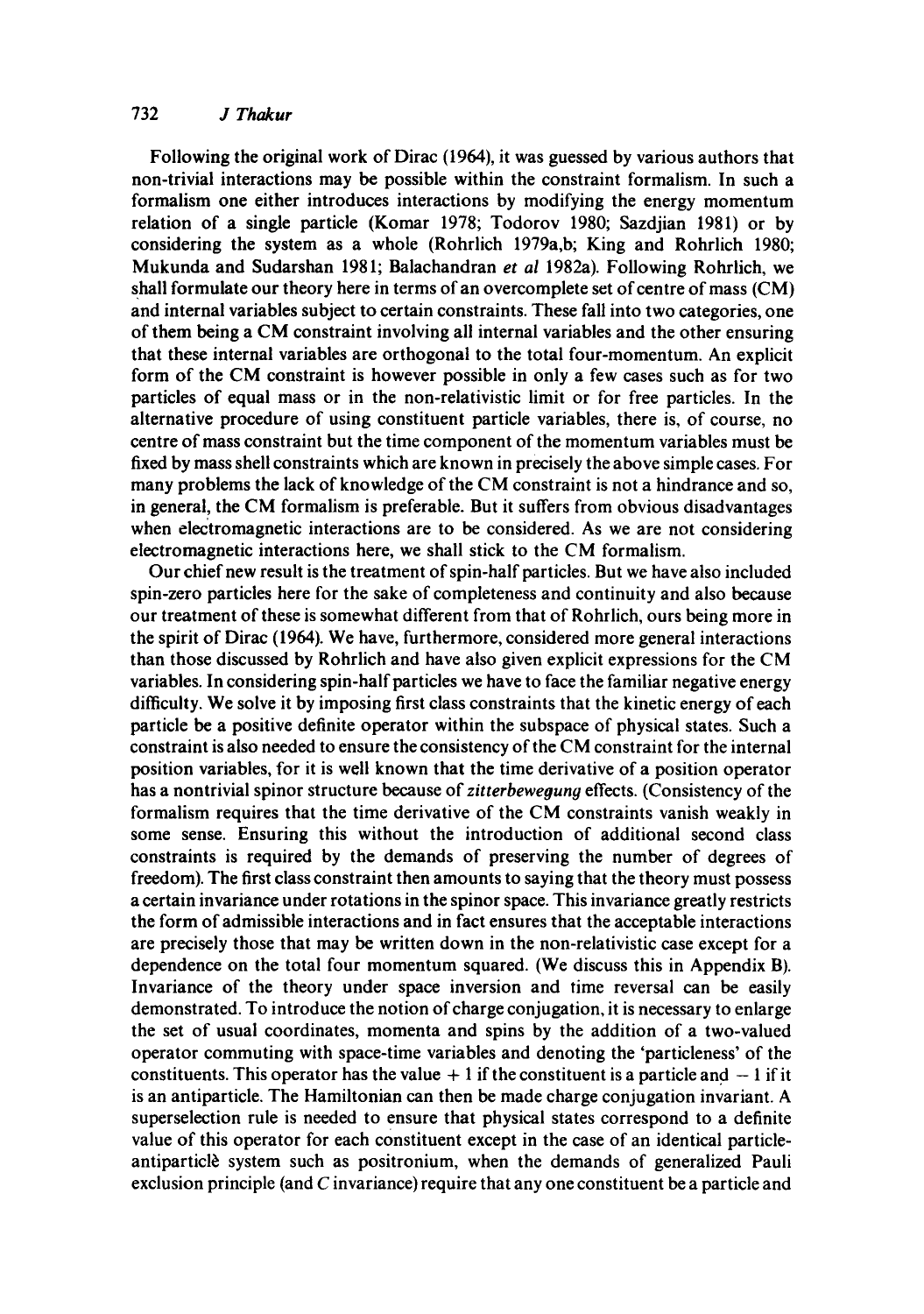Following the original work of Dirac (1964), it was guessed by various authors that non-trivial interactions may be possible within the constraint formalism. In such a formalism one either introduces interactions by modifying the energy momentum relation of a single particle (Komar 1978; Todorov 1980; Sazdjian 1981) or by considering the system as a whole (Rohrlich 1979a,b; King and Rohrlich 1980; Mukunda and Sudarshan 1981; Balachandran *et al* 1982a). Following Rohrlich, we shall formulate our theory here in terms of an overcomplete set of centre of mass (CM) and internal variables subject to certain constraints. These fall into two categories, one of them being a CM constraint involving all internal variables and the other ensuring that these internal variables are orthogonal to the total four-momentum. An explicit form of the CM constraint is however possible in only a few cases such as for two particles of equal mass or in the non-relativistic limit or for free particles. In the alternative procedure of using constituent particle variables, there is, of course, no centre of mass constraint but the time component of the momentum variables must be fixed by mass shell constraints which are known in precisely the above simple cases. For many problems the lack of knowledge of the CM constraint is not a hindrance and so, in general, the CM formalism is preferable. But it suffers from obvious disadvantages when electromagnetic interactions are to be considered. As we are not considering electromagnetic interactions here, we shall stick to the CM formalism.

Our chief new result is the treatment of spin-half particles. But we have also included spin-zero particles here for the sake of completeness and continuity and also because our treatment of these is somewhat different from that of Rohrlich, ours being more in the spirit of Dirac (1964). We have, furthermore, considered more general interactions than those discussed by Rohrlich and have also given explicit expressions for the CM variables. In considering spin-half particles we have to face the familiar negative energy difficulty. We solve it by imposing first class constraints that the kinetic energy of each particle be a positive definite operator within the subspace of physical states. Such a constraint is also needed to ensure the consistency of the CM constraint for the internal position variables, for it is well known that the time derivative of a position operator has a nontrivial spinor structure because of *zitterbewegung* effects. (Consistency of the formalism requires that the time derivative of the CM constraints vanish weakly in some sense. Ensuring this without the introduction of additional second class constraints is required by the demands of preserving the number of degrees of freedom). The first class constraint then amounts to saying that the theory must possess a certain invariance under rotations in the spinor space. This invariance greatly restricts the form of admissible interactions and in fact ensures that the acceptable interactions are precisely those that may be written down in the non-relativistic case except for a dependence on the total four momentum squared. (We discuss this in Appendix B). Invariance of the theory under space inversion and time reversal can be easily demonstrated. To introduce the notion of charge conjugation, it is necessary to enlarge the set of usual coordinates, momenta and spins by the addition of a two-valued operator commuting with space-time variables and denoting the 'particleness' of the constituents. This operator has the value $+1$ if the constituent is a particle and $-1$ if it is an antiparticle. The Hamiltonian can then be made charge conjugation invariant. A superselection rule is needed to ensure that physical states correspond to a definite value of this operator for each constituent except in the case of an identical particle-antiparticle system such as positronium, when the demands of generalized Pauli exclusion principle (and $C$ invariance) require that any one constituent be a particle and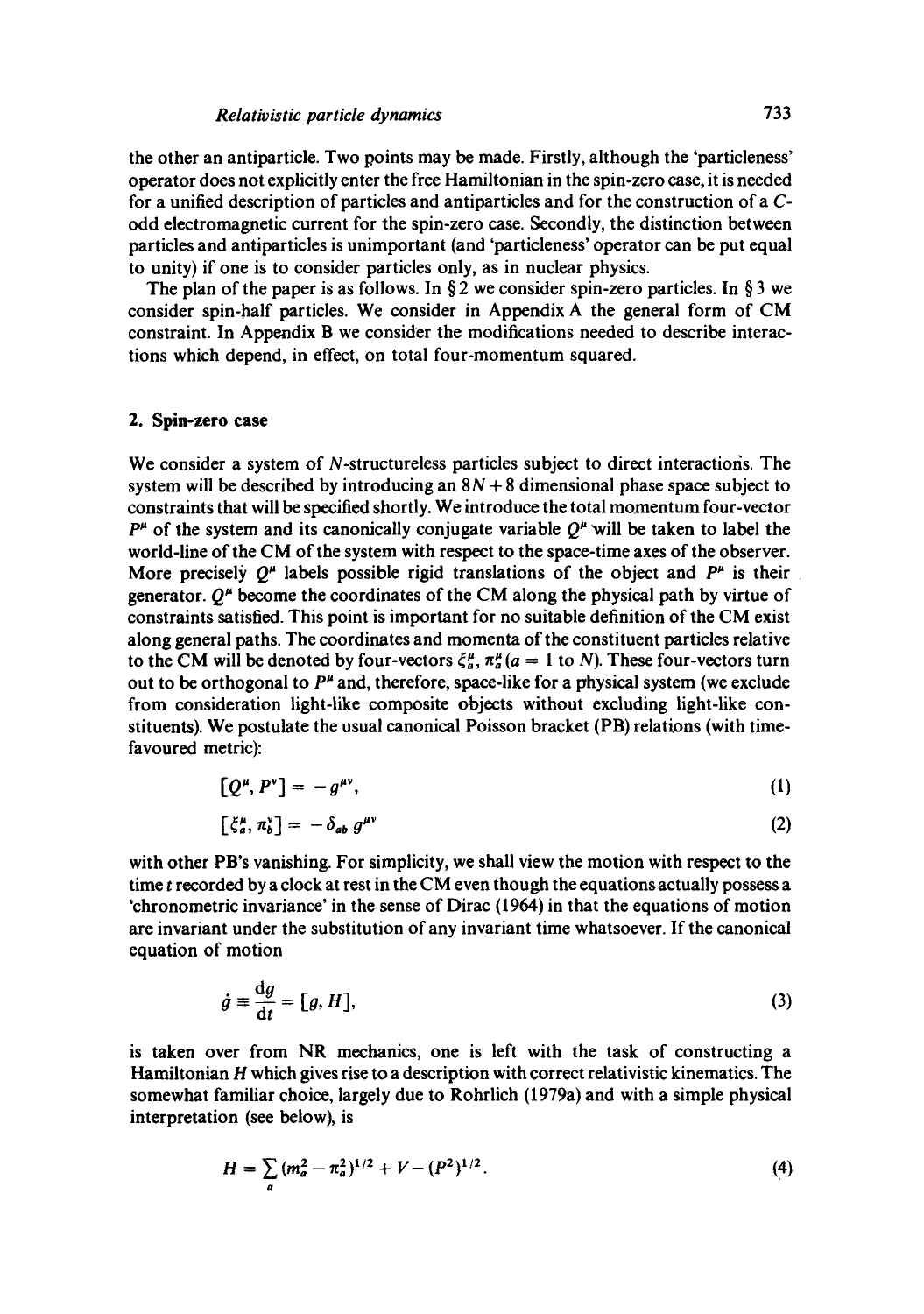the other an antiparticle. Two points may be made. Firstly, although the 'particleness' operator does not explicitly enter the free Hamiltonian in the spin-zero case, it is needed for a unified description of particles and antiparticles and for the construction of a $C$-odd electromagnetic current for the spin-zero case. Secondly, the distinction between particles and antiparticles is unimportant (and 'particleness' operator can be put equal to unity) if one is to consider particles only, as in nuclear physics.

The plan of the paper is as follows. In § 2 we consider spin-zero particles. In § 3 we consider spin-half particles. We consider in Appendix A the general form of CM constraint. In Appendix B we consider the modifications needed to describe interactions which depend, in effect, on total four-momentum squared.

## 2. Spin-zero case

We consider a system of $N$-structureless particles subject to direct interactions. The system will be described by introducing an $8N+8$ dimensional phase space subject to constraints that will be specified shortly. We introduce the total momentum four-vector $P^{\mu}$ of the system and its canonically conjugate variable $Q^{\mu}$ will be taken to label the world-line of the CM of the system with respect to the space-time axes of the observer. More precisely $Q^{\mu}$ labels possible rigid translations of the object and $P^{\mu}$ is their generator. $Q^{\mu}$ become the coordinates of the CM along the physical path by virtue of constraints satisfied. This point is important for no suitable definition of the CM exist along general paths. The coordinates and momenta of the constituent particles relative to the CM will be denoted by four-vectors $\xi_a^{\mu}$, $\pi_a^{\mu}$ ($a = 1$ to $N$). These four-vectors turn out to be orthogonal to $P^{\mu}$ and, therefore, space-like for a physical system (we exclude from consideration light-like composite objects without excluding light-like constituents). We postulate the usual canonical Poisson bracket (PB) relations (with time-favoured metric):

$$[Q^{\mu}, P^{\nu}] = -g^{\mu\nu}, \tag{1}$$

$$[\xi_a^{\mu}, \pi_b^{\nu}] = -\delta_{ab}\, g^{\mu\nu} \tag{2}$$

with other PB's vanishing. For simplicity, we shall view the motion with respect to the time $t$ recorded by a clock at rest in the CM even though the equations actually possess a 'chronometric invariance' in the sense of Dirac (1964) in that the equations of motion are invariant under the substitution of any invariant time whatsoever. If the canonical equation of motion

$$\dot{g} \equiv \frac{\mathrm{d}g}{\mathrm{d}t} = [g, H], \tag{3}$$

is taken over from NR mechanics, one is left with the task of constructing a Hamiltonian $H$ which gives rise to a description with correct relativistic kinematics. The somewhat familiar choice, largely due to Rohrlich (1979a) and with a simple physical interpretation (see below), is

$$H = \sum_a (m_a^2 - \pi_a^2)^{1/2} + V - (P^2)^{1/2}. \tag{4}$$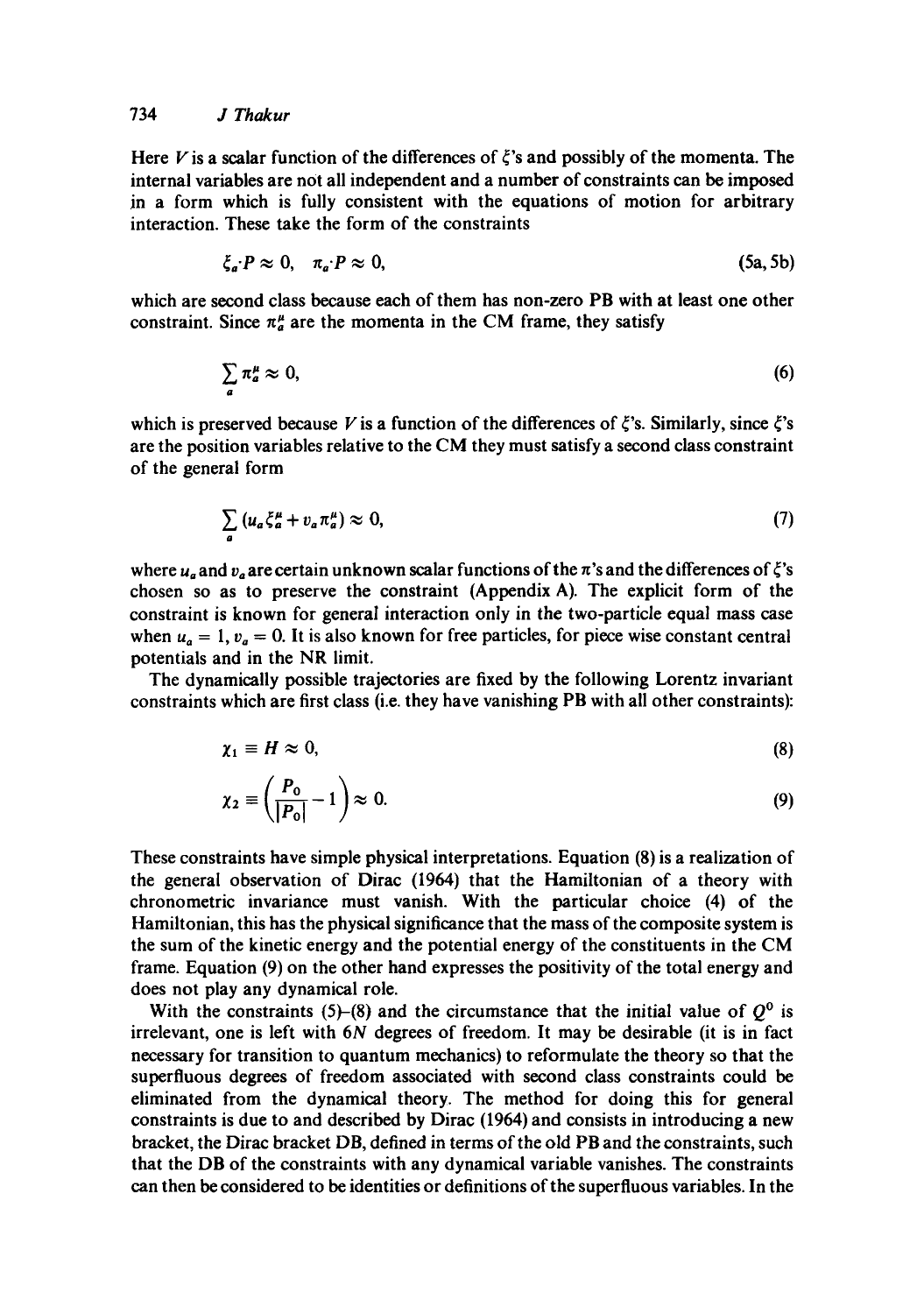Here $V$ is a scalar function of the differences of $\xi$'s and possibly of the momenta. The internal variables are not all independent and a number of constraints can be imposed in a form which is fully consistent with the equations of motion for arbitrary interaction. These take the form of the constraints

$$\xi_a \cdot P \approx 0, \quad \pi_a \cdot P \approx 0, \tag{5a, 5b}$$

which are second class because each of them has non-zero PB with at least one other constraint. Since $\pi_a^\mu$ are the momenta in the CM frame, they satisfy

$$\sum_a \pi_a^\mu \approx 0, \tag{6}$$

which is preserved because $V$ is a function of the differences of $\xi$'s. Similarly, since $\xi$'s are the position variables relative to the CM they must satisfy a second class constraint of the general form

$$\sum_a (u_a \xi_a^\mu + v_a \pi_a^\mu) \approx 0, \tag{7}$$

where $u_a$ and $v_a$ are certain unknown scalar functions of the $\pi$'s and the differences of $\xi$'s chosen so as to preserve the constraint (Appendix A). The explicit form of the constraint is known for general interaction only in the two-particle equal mass case when $u_a = 1$, $v_a = 0$. It is also known for free particles, for piece wise constant central potentials and in the NR limit.

The dynamically possible trajectories are fixed by the following Lorentz invariant constraints which are first class (i.e. they have vanishing PB with all other constraints):

$$\chi_1 \equiv H \approx 0, \tag{8}$$

$$\chi_2 \equiv \left( \frac{P_0}{|P_0|} - 1 \right) \approx 0. \tag{9}$$

These constraints have simple physical interpretations. Equation (8) is a realization of the general observation of Dirac (1964) that the Hamiltonian of a theory with chronometric invariance must vanish. With the particular choice (4) of the Hamiltonian, this has the physical significance that the mass of the composite system is the sum of the kinetic energy and the potential energy of the constituents in the CM frame. Equation (9) on the other hand expresses the positivity of the total energy and does not play any dynamical role.

With the constraints (5)–(8) and the circumstance that the initial value of $Q^0$ is irrelevant, one is left with $6N$ degrees of freedom. It may be desirable (it is in fact necessary for transition to quantum mechanics) to reformulate the theory so that the superfluous degrees of freedom associated with second class constraints could be eliminated from the dynamical theory. The method for doing this for general constraints is due to and described by Dirac (1964) and consists in introducing a new bracket, the Dirac bracket DB, defined in terms of the old PB and the constraints, such that the DB of the constraints with any dynamical variable vanishes. The constraints can then be considered to be identities or definitions of the superfluous variables. In the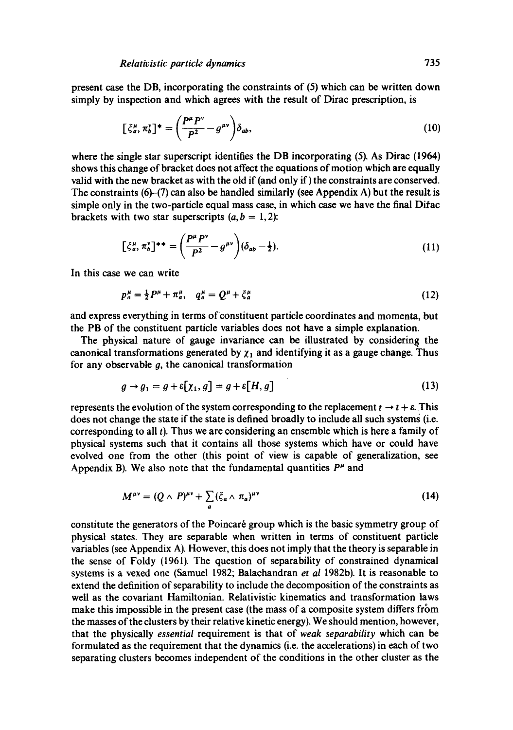present case the DB, incorporating the constraints of (5) which can be written down simply by inspection and which agrees with the result of Dirac prescription, is

$$[\xi_a^\mu, \pi_b^\nu]^* = \left(\frac{P^\mu P^\nu}{P^2} - g^{\mu\nu}\right)\delta_{ab}, \tag{10}$$

where the single star superscript identifies the DB incorporating (5). As Dirac (1964) shows this change of bracket does not affect the equations of motion which are equally valid with the new bracket as with the old if (and only if) the constraints are conserved. The constraints (6)–(7) can also be handled similarly (see Appendix A) but the result is simple only in the two-particle equal mass case, in which case we have the final Dirac brackets with two star superscripts $(a, b = 1, 2)$:

$$[\xi_a^\mu, \pi_b^\nu]^{**} = \left(\frac{P^\mu P^\nu}{P^2} - g^{\mu\nu}\right)(\delta_{ab} - \tfrac{1}{2}). \tag{11}$$

In this case we can write

$$p_a^\mu = \tfrac{1}{2}P^\mu + \pi_a^\mu, \quad q_a^\mu = Q^\mu + \xi_a^\mu \tag{12}$$

and express everything in terms of constituent particle coordinates and momenta, but the PB of the constituent particle variables does not have a simple explanation.

The physical nature of gauge invariance can be illustrated by considering the canonical transformations generated by $\chi_1$ and identifying it as a gauge change. Thus for any observable $g$, the canonical transformation

$$g \to g_1 = g + \varepsilon[\chi_1, g] = g + \varepsilon[H, g] \tag{13}$$

represents the evolution of the system corresponding to the replacement $t \to t + \varepsilon$. This does not change the state if the state is defined broadly to include all such systems (i.e. corresponding to all $t$). Thus we are considering an ensemble which is here a family of physical systems such that it contains all those systems which have or could have evolved one from the other (this point of view is capable of generalization, see Appendix B). We also note that the fundamental quantities $P^\mu$ and

$$M^{\mu\nu} = (Q \wedge P)^{\mu\nu} + \sum_a (\xi_a \wedge \pi_a)^{\mu\nu} \tag{14}$$

constitute the generators of the Poincaré group which is the basic symmetry group of physical states. They are separable when written in terms of constituent particle variables (see Appendix A). However, this does not imply that the theory is separable in the sense of Foldy (1961). The question of separability of constrained dynamical systems is a vexed one (Samuel 1982; Balachandran *et al* 1982b). It is reasonable to extend the definition of separability to include the decomposition of the constraints as well as the covariant Hamiltonian. Relativistic kinematics and transformation laws make this impossible in the present case (the mass of a composite system differs from the masses of the clusters by their relative kinetic energy). We should mention, however, that the physically *essential* requirement is that of *weak separability* which can be formulated as the requirement that the dynamics (i.e. the accelerations) in each of two separating clusters becomes independent of the conditions in the other cluster as the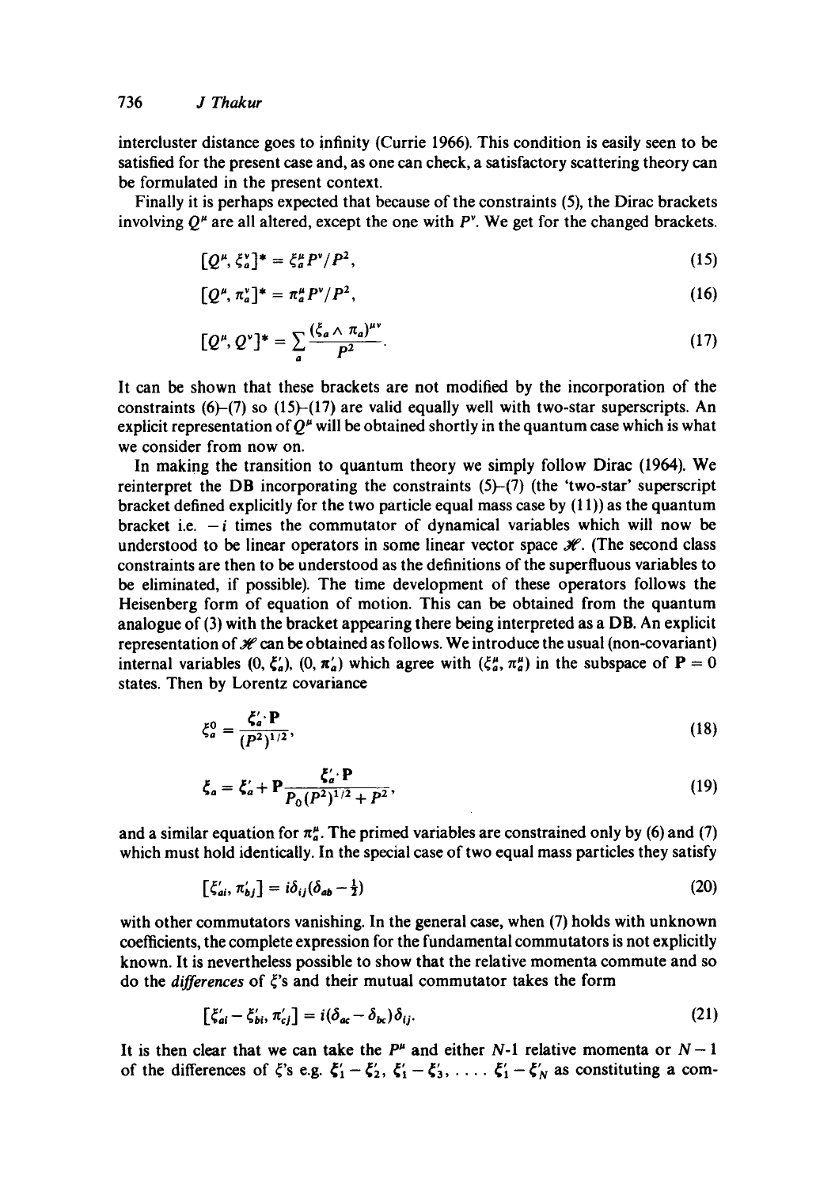intercluster distance goes to infinity (Currie 1966). This condition is easily seen to be satisfied for the present case and, as one can check, a satisfactory scattering theory can be formulated in the present context.

Finally it is perhaps expected that because of the constraints (5), the Dirac brackets involving $Q^\mu$ are all altered, except the one with $P^\nu$. We get for the changed brackets.

$$[Q^\mu, \xi_a^\nu]^* = \xi_a^\mu P^\nu / P^2, \tag{15}$$

$$[Q^\mu, \pi_a^\nu]^* = \pi_a^\mu P^\nu / P^2, \tag{16}$$

$$[Q^\mu, Q^\nu]^* = \sum_a \frac{(\xi_a \wedge \pi_a)^{\mu\nu}}{P^2}. \tag{17}$$

It can be shown that these brackets are not modified by the incorporation of the constraints (6)–(7) so (15)–(17) are valid equally well with two-star superscripts. An explicit representation of $Q^\mu$ will be obtained shortly in the quantum case which is what we consider from now on.

In making the transition to quantum theory we simply follow Dirac (1964). We reinterpret the DB incorporating the constraints (5)–(7) (the 'two-star' superscript bracket defined explicitly for the two particle equal mass case by (11)) as the quantum bracket i.e. $-i$ times the commutator of dynamical variables which will now be understood to be linear operators in some linear vector space $\mathscr{H}$. (The second class constraints are then to be understood as the definitions of the superfluous variables to be eliminated, if possible). The time development of these operators follows the Heisenberg form of equation of motion. This can be obtained from the quantum analogue of (3) with the bracket appearing there being interpreted as a DB. An explicit representation of $\mathscr{H}$ can be obtained as follows. We introduce the usual (non-covariant) internal variables $(0, \boldsymbol{\xi}'_a)$, $(0, \boldsymbol{\pi}'_a)$ which agree with $(\xi_a^\mu, \pi_a^\mu)$ in the subspace of $\mathbf{P} = 0$ states. Then by Lorentz covariance

$$\xi_a^0 = \frac{\boldsymbol{\xi}'_a \cdot \mathbf{P}}{(P^2)^{1/2}}, \tag{18}$$

$$\boldsymbol{\xi}_a = \boldsymbol{\xi}'_a + \mathbf{P}\frac{\boldsymbol{\xi}'_a \cdot \mathbf{P}}{P_0 (P^2)^{1/2} + P^2}, \tag{19}$$

and a similar equation for $\pi_a^\mu$. The primed variables are constrained only by (6) and (7) which must hold identically. In the special case of two equal mass particles they satisfy

$$[\xi'_{ai}, \pi'_{bj}] = i\delta_{ij}(\delta_{ab} - \tfrac{1}{2}) \tag{20}$$

with other commutators vanishing. In the general case, when (7) holds with unknown coefficients, the complete expression for the fundamental commutators is not explicitly known. It is nevertheless possible to show that the relative momenta commute and so do the *differences* of $\xi'$s and their mutual commutator takes the form

$$[\xi'_{ai} - \xi'_{bi}, \pi'_{cj}] = i(\delta_{ac} - \delta_{bc})\delta_{ij}. \tag{21}$$

It is then clear that we can take the $P^\mu$ and either $N$-1 relative momenta or $N-1$ of the differences of $\xi'$s e.g. $\boldsymbol{\xi}'_1 - \boldsymbol{\xi}'_2, \boldsymbol{\xi}'_1 - \boldsymbol{\xi}'_3, \ldots, \boldsymbol{\xi}'_1 - \boldsymbol{\xi}'_N$ as constituting a com-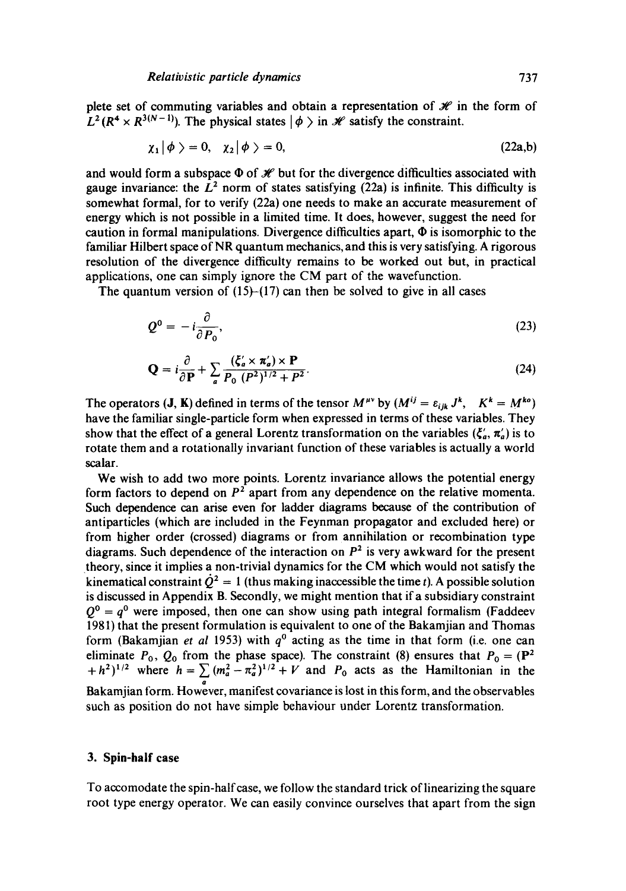plete set of commuting variables and obtain a representation of $\mathscr{H}$ in the form of $L^2(R^4 \times R^{3(N-1)})$. The physical states $|\phi\rangle$ in $\mathscr{H}$ satisfy the constraint.

$$\chi_1|\phi\rangle = 0, \quad \chi_2|\phi\rangle = 0, \tag{22a,b}$$

and would form a subspace $\Phi$ of $\mathscr{H}$ but for the divergence difficulties associated with gauge invariance: the $L^2$ norm of states satisfying (22a) is infinite. This difficulty is somewhat formal, for to verify (22a) one needs to make an accurate measurement of energy which is not possible in a limited time. It does, however, suggest the need for caution in formal manipulations. Divergence difficulties apart, $\Phi$ is isomorphic to the familiar Hilbert space of NR quantum mechanics, and this is very satisfying. A rigorous resolution of the divergence difficulty remains to be worked out but, in practical applications, one can simply ignore the CM part of the wavefunction.

The quantum version of (15)–(17) can then be solved to give in all cases

$$Q^0 = -i\frac{\partial}{\partial P_0}, \tag{23}$$

$$\mathbf{Q} = i\frac{\partial}{\partial \mathbf{P}} + \sum_a \frac{(\xi'_a \times \pi'_a) \times \mathbf{P}}{P_0\,(P^2)^{1/2} + P^2}. \tag{24}$$

The operators $(\mathbf{J}, \mathbf{K})$ defined in terms of the tensor $M^{\mu\nu}$ by ($M^{ij} = \varepsilon_{ijk} J^k$, $\;K^k = M^{ko}$) have the familiar single-particle form when expressed in terms of these variables. They show that the effect of a general Lorentz transformation on the variables $(\xi'_a, \pi'_a)$ is to rotate them and a rotationally invariant function of these variables is actually a world scalar.

We wish to add two more points. Lorentz invariance allows the potential energy form factors to depend on $P^2$ apart from any dependence on the relative momenta. Such dependence can arise even for ladder diagrams because of the contribution of antiparticles (which are included in the Feynman propagator and excluded here) or from higher order (crossed) diagrams or from annihilation or recombination type diagrams. Such dependence of the interaction on $P^2$ is very awkward for the present theory, since it implies a non-trivial dynamics for the CM which would not satisfy the kinematical constraint $\dot{Q}^2 = 1$ (thus making inaccessible the time $t$). A possible solution is discussed in Appendix B. Secondly, we might mention that if a subsidiary constraint $Q^0 = q^0$ were imposed, then one can show using path integral formalism (Faddeev 1981) that the present formulation is equivalent to one of the Bakamjian and Thomas form (Bakamjian *et al* 1953) with $q^0$ acting as the time in that form (i.e. one can eliminate $P_0$, $Q_0$ from the phase space). The constraint (8) ensures that $P_0 = (\mathbf{P}^2 + h^2)^{1/2}$ where $h = \sum_a (m_a^2 - \pi_a^2)^{1/2} + V$ and $P_0$ acts as the Hamiltonian in the Bakamjian form. However, manifest covariance is lost in this form, and the observables such as position do not have simple behaviour under Lorentz transformation.

## 3. Spin-half case

To accomodate the spin-half case, we follow the standard trick of linearizing the square root type energy operator. We can easily convince ourselves that apart from the sign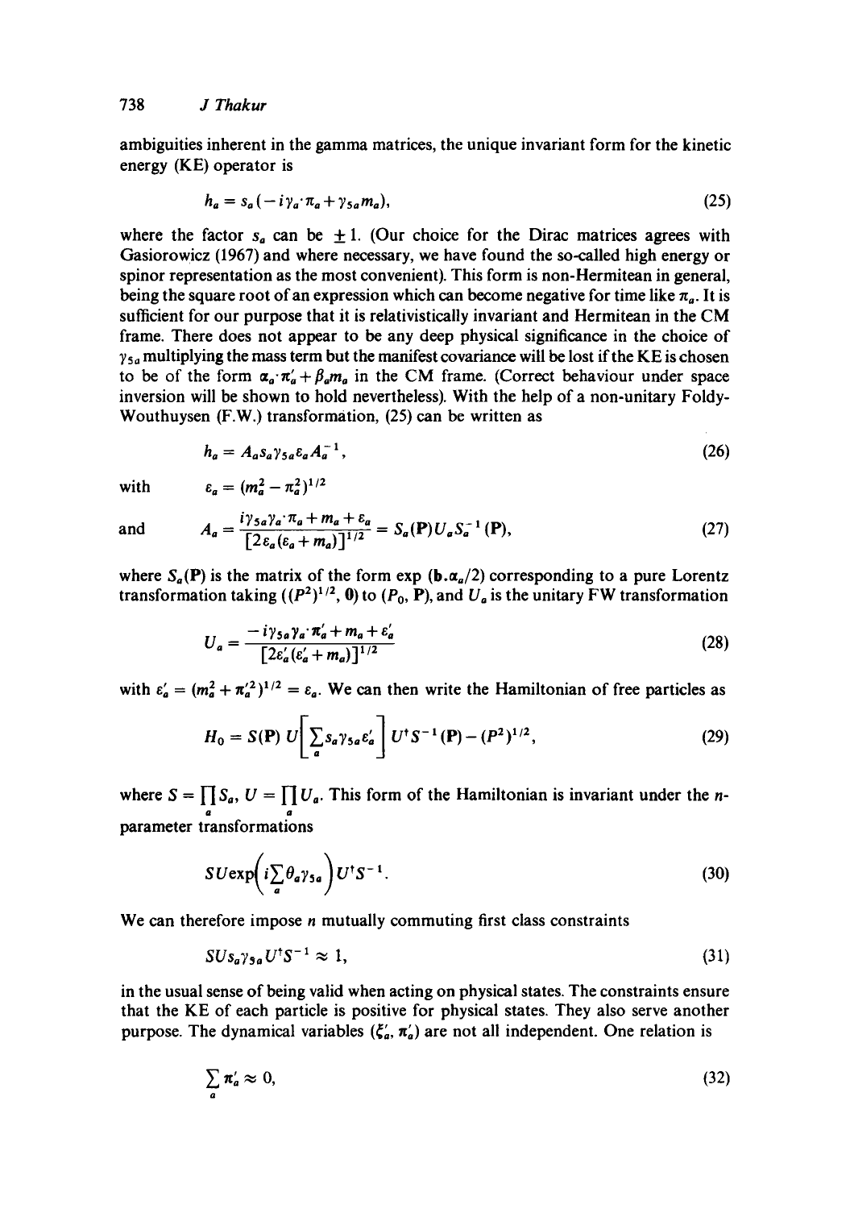ambiguities inherent in the gamma matrices, the unique invariant form for the kinetic energy (KE) operator is

$$h_a = s_a(-i\gamma_a \cdot \pi_a + \gamma_{5a} m_a), \tag{25}$$

where the factor $s_a$ can be $\pm 1$. (Our choice for the Dirac matrices agrees with Gasiorowicz (1967) and where necessary, we have found the so-called high energy or spinor representation as the most convenient). This form is non-Hermitean in general, being the square root of an expression which can become negative for time like $\pi_a$. It is sufficient for our purpose that it is relativistically invariant and Hermitean in the CM frame. There does not appear to be any deep physical significance in the choice of $\gamma_{5a}$ multiplying the mass term but the manifest covariance will be lost if the KE is chosen to be of the form $\boldsymbol{\alpha}_a \cdot \boldsymbol{\pi}'_a + \beta_a m_a$ in the CM frame. (Correct behaviour under space inversion will be shown to hold nevertheless). With the help of a non-unitary Foldy-Wouthuysen (F.W.) transformation, (25) can be written as

$$h_a = A_a s_a \gamma_{5a} \varepsilon_a A_a^{-1}, \tag{26}$$

with $\quad \varepsilon_a = (m_a^2 - \pi_a^2)^{1/2}$

and
$$A_a = \frac{i\gamma_{5a}\gamma_a \cdot \pi_a + m_a + \varepsilon_a}{[2\varepsilon_a(\varepsilon_a + m_a)]^{1/2}} = S_a(\mathbf{P}) U_a S_a^{-1}(\mathbf{P}), \tag{27}$$

where $S_a(\mathbf{P})$ is the matrix of the form $\exp(\mathbf{b}.\boldsymbol{\alpha}_a/2)$ corresponding to a pure Lorentz transformation taking $((P^2)^{1/2}, \mathbf{0})$ to $(P_0, \mathbf{P})$, and $U_a$ is the unitary FW transformation

$$U_a = \frac{-i\gamma_{5a}\gamma_a \cdot \boldsymbol{\pi}'_a + m_a + \varepsilon'_a}{[2\varepsilon'_a(\varepsilon'_a + m_a)]^{1/2}} \tag{28}$$

with $\varepsilon'_a = (m_a^2 + \pi_a'^2)^{1/2} = \varepsilon_a$. We can then write the Hamiltonian of free particles as

$$H_0 = S(\mathbf{P})\, U\left[\sum_a s_a \gamma_{5a} \varepsilon'_a\right] U^\dagger S^{-1}(\mathbf{P}) - (P^2)^{1/2}, \tag{29}$$

where $S = \prod_a S_a$, $U = \prod_a U_a$. This form of the Hamiltonian is invariant under the $n$-parameter transformations

$$S U \exp\left(i \sum_a \theta_a \gamma_{5a}\right) U^\dagger S^{-1}. \tag{30}$$

We can therefore impose $n$ mutually commuting first class constraints

$$S U s_a \gamma_{5a} U^\dagger S^{-1} \approx 1, \tag{31}$$

in the usual sense of being valid when acting on physical states. The constraints ensure that the KE of each particle is positive for physical states. They also serve another purpose. The dynamical variables $(\xi'_a, \boldsymbol{\pi}'_a)$ are not all independent. One relation is

$$\sum_a \boldsymbol{\pi}'_a \approx 0, \tag{32}$$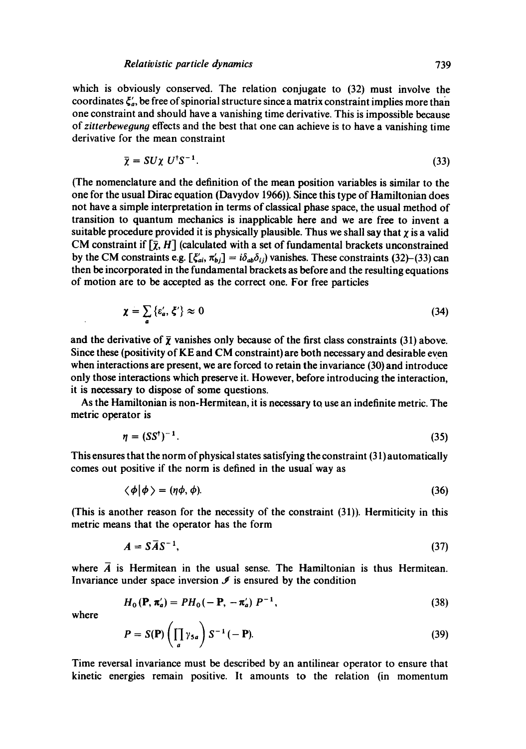which is obviously conserved. The relation conjugate to (32) must involve the coordinates $\xi'_a$, be free of spinorial structure since a matrix constraint implies more than one constraint and should have a vanishing time derivative. This is impossible because of *zitterbewegung* effects and the best that one can achieve is to have a vanishing time derivative for the mean constraint

$$\bar{\chi} = SU\chi\, U^{\dagger}S^{-1}. \tag{33}$$

(The nomenclature and the definition of the mean position variables is similar to the one for the usual Dirac equation (Davydov 1966)). Since this type of Hamiltonian does not have a simple interpretation in terms of classical phase space, the usual method of transition to quantum mechanics is inapplicable here and we are free to invent a suitable procedure provided it is physically plausible. Thus we shall say that $\chi$ is a valid CM constraint if $[\bar{\chi}, H]$ (calculated with a set of fundamental brackets unconstrained by the CM constraints e.g. $[\xi'_{ai}, \pi'_{bj}] = i\delta_{ab}\delta_{ij}$) vanishes. These constraints (32)–(33) can then be incorporated in the fundamental brackets as before and the resulting equations of motion are to be accepted as the correct one. For free particles

$$\chi = \sum_a \{\varepsilon'_a, \xi'\} \approx 0 \tag{34}$$

and the derivative of $\bar{\chi}$ vanishes only because of the first class constraints (31) above. Since these (positivity of KE and CM constraint) are both necessary and desirable even when interactions are present, we are forced to retain the invariance (30) and introduce only those interactions which preserve it. However, before introducing the interaction, it is necessary to dispose of some questions.

As the Hamiltonian is non-Hermitean, it is necessary to use an indefinite metric. The metric operator is

$$\eta = (SS^{\dagger})^{-1}. \tag{35}$$

This ensures that the norm of physical states satisfying the constraint (31) automatically comes out positive if the norm is defined in the usual way as

$$\langle \phi | \phi \rangle = (\eta\phi, \phi). \tag{36}$$

(This is another reason for the necessity of the constraint (31)). Hermiticity in this metric means that the operator has the form

$$A = S\bar{A}S^{-1}, \tag{37}$$

where $\bar{A}$ is Hermitean in the usual sense. The Hamiltonian is thus Hermitean. Invariance under space inversion $\mathscr{I}$ is ensured by the condition

$$H_0(\mathbf{P}, \boldsymbol{\pi}'_a) = PH_0(-\mathbf{P}, -\boldsymbol{\pi}'_a)\, P^{-1}, \tag{38}$$

where

$$P = S(\mathbf{P})\left(\prod_a \gamma_{5a}\right) S^{-1}(-\mathbf{P}). \tag{39}$$

Time reversal invariance must be described by an antilinear operator to ensure that kinetic energies remain positive. It amounts to the relation (in momentum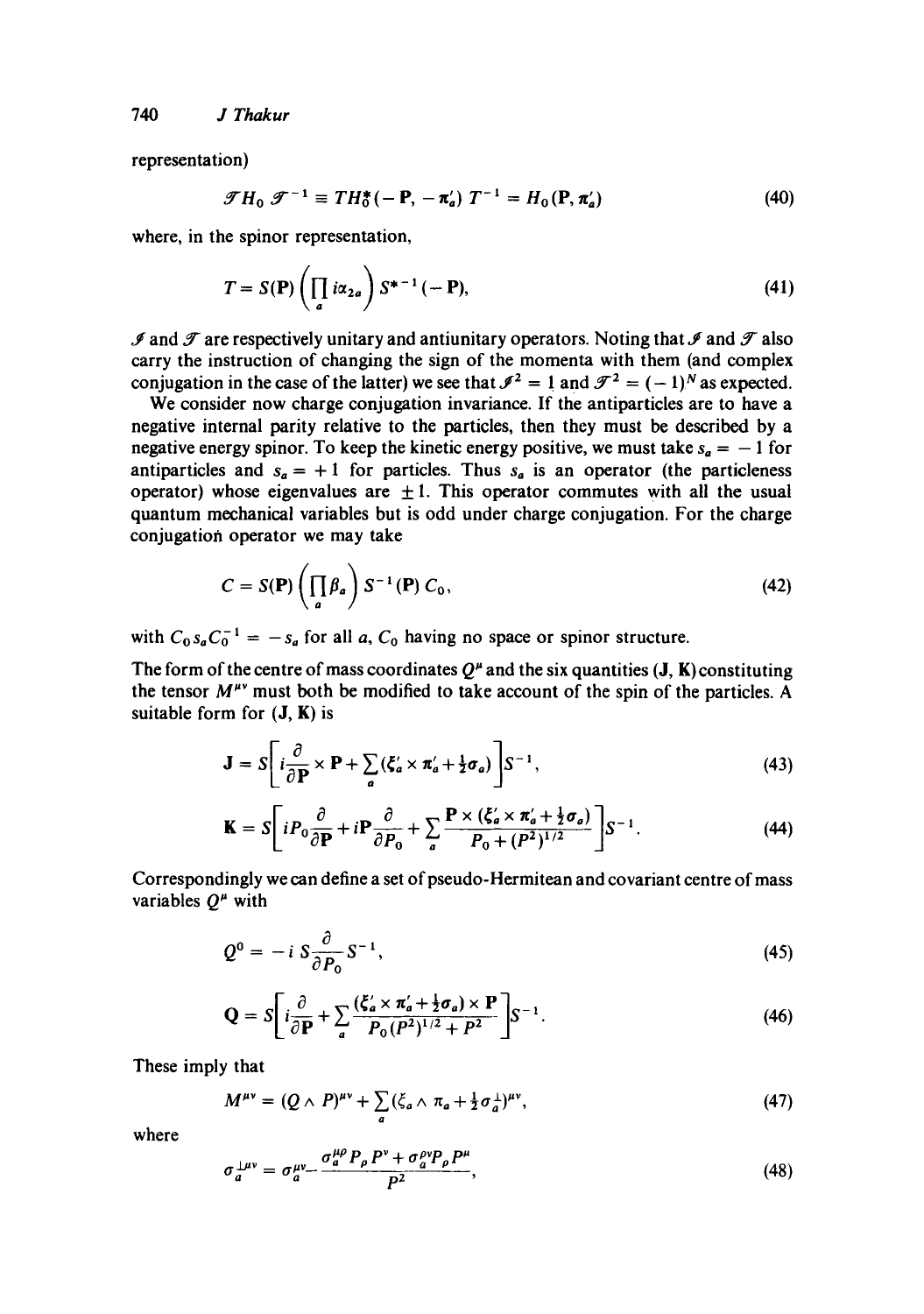representation)

$$\mathcal{T} H_0 \mathcal{T}^{-1} \equiv T H_0^*(-\mathbf{P}, -\boldsymbol{\pi}_a') T^{-1} = H_0(\mathbf{P}, \boldsymbol{\pi}_a') \tag{40}$$

where, in the spinor representation,

$$T = S(\mathbf{P}) \left( \prod_a i\alpha_{2a} \right) S^{*-1}(-\mathbf{P}), \tag{41}$$

$\mathcal{I}$ and $\mathcal{T}$ are respectively unitary and antiunitary operators. Noting that $\mathcal{I}$ and $\mathcal{T}$ also carry the instruction of changing the sign of the momenta with them (and complex conjugation in the case of the latter) we see that $\mathcal{I}^2 = 1$ and $\mathcal{T}^2 = (-1)^N$ as expected.

We consider now charge conjugation invariance. If the antiparticles are to have a negative internal parity relative to the particles, then they must be described by a negative energy spinor. To keep the kinetic energy positive, we must take $s_a = -1$ for antiparticles and $s_a = +1$ for particles. Thus $s_a$ is an operator (the particleness operator) whose eigenvalues are $\pm 1$. This operator commutes with all the usual quantum mechanical variables but is odd under charge conjugation. For the charge conjugation operator we may take

$$C = S(\mathbf{P}) \left( \prod_a \beta_a \right) S^{-1}(\mathbf{P}) \, C_0, \tag{42}$$

with $C_0 s_a C_0^{-1} = -s_a$ for all $a$, $C_0$ having no space or spinor structure.

The form of the centre of mass coordinates $Q^\mu$ and the six quantities $(\mathbf{J}, \mathbf{K})$ constituting the tensor $M^{\mu\nu}$ must both be modified to take account of the spin of the particles. A suitable form for $(\mathbf{J}, \mathbf{K})$ is

$$\mathbf{J} = S \left[ i \frac{\partial}{\partial \mathbf{P}} \times \mathbf{P} + \sum_a (\boldsymbol{\xi}_a' \times \boldsymbol{\pi}_a' + \tfrac{1}{2} \boldsymbol{\sigma}_a) \right] S^{-1}, \tag{43}$$

$$\mathbf{K} = S \left[ i P_0 \frac{\partial}{\partial \mathbf{P}} + i \mathbf{P} \frac{\partial}{\partial P_0} + \sum_a \frac{\mathbf{P} \times (\boldsymbol{\xi}_a' \times \boldsymbol{\pi}_a' + \tfrac{1}{2} \boldsymbol{\sigma}_a)}{P_0 + (P^2)^{1/2}} \right] S^{-1}. \tag{44}$$

Correspondingly we can define a set of pseudo-Hermitean and covariant centre of mass variables $Q^\mu$ with

$$Q^0 = -i \, S \frac{\partial}{\partial P_0} S^{-1}, \tag{45}$$

$$\mathbf{Q} = S \left[ i \frac{\partial}{\partial \mathbf{P}} + \sum_a \frac{(\boldsymbol{\xi}_a' \times \boldsymbol{\pi}_a' + \tfrac{1}{2} \boldsymbol{\sigma}_a) \times \mathbf{P}}{P_0 (P^2)^{1/2} + P^2} \right] S^{-1}. \tag{46}$$

These imply that

$$M^{\mu\nu} = (Q \wedge P)^{\mu\nu} + \sum_a (\xi_a \wedge \pi_a + \tfrac{1}{2} \sigma_a^{\perp})^{\mu\nu}, \tag{47}$$

where

$$\sigma_a^{\perp\mu\nu} = \sigma_a^{\mu\nu} - \frac{\sigma_a^{\mu\rho} P_\rho P^\nu + \sigma_a^{\rho\nu} P_\rho P^\mu}{P^2}, \tag{48}$$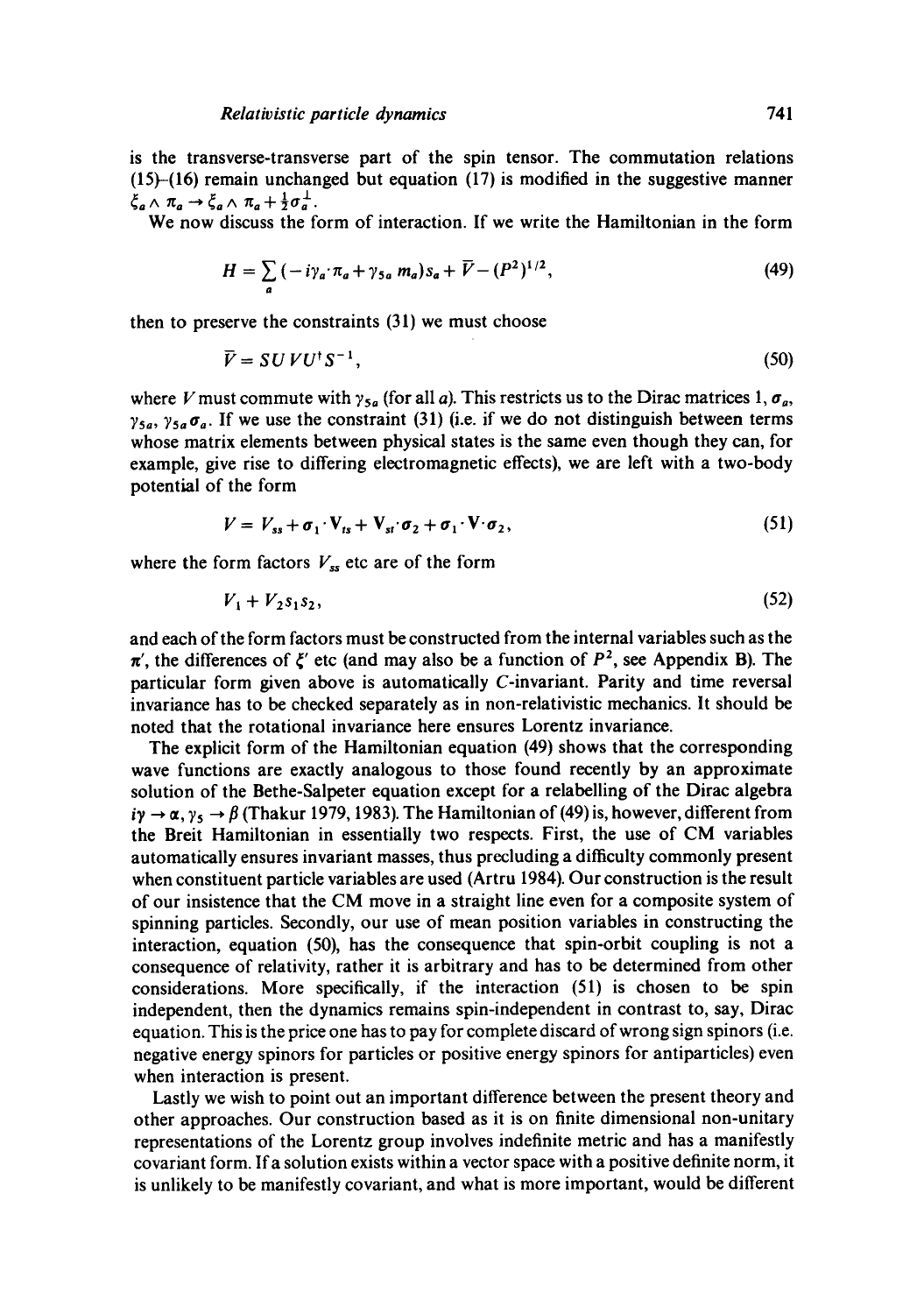is the transverse-transverse part of the spin tensor. The commutation relations (15)–(16) remain unchanged but equation (17) is modified in the suggestive manner $\xi_a \wedge \pi_a \to \xi_a \wedge \pi_a + \frac{1}{2}\sigma_a^{\perp}$.

We now discuss the form of interaction. If we write the Hamiltonian in the form

$$H = \sum_a (-i\gamma_a \cdot \pi_a + \gamma_{5a} m_a) s_a + \bar{V} - (P^2)^{1/2}, \tag{49}$$

then to preserve the constraints (31) we must choose

$$\bar{V} = SUVU^{\dagger}S^{-1}, \tag{50}$$

where $V$ must commute with $\gamma_{5a}$ (for all $a$). This restricts us to the Dirac matrices 1, $\sigma_a$, $\gamma_{5a}$, $\gamma_{5a}\sigma_a$. If we use the constraint (31) (i.e. if we do not distinguish between terms whose matrix elements between physical states is the same even though they can, for example, give rise to differing electromagnetic effects), we are left with a two-body potential of the form

$$V = V_{ss} + \sigma_1 \cdot \mathbf{V}_{ts} + \mathbf{V}_{st} \cdot \sigma_2 + \sigma_1 \cdot \mathbf{V} \cdot \sigma_2, \tag{51}$$

where the form factors $V_{ss}$ etc are of the form

$$V_1 + V_2 s_1 s_2, \tag{52}$$

and each of the form factors must be constructed from the internal variables such as the $\pi'$, the differences of $\xi'$ etc (and may also be a function of $P^2$, see Appendix B). The particular form given above is automatically $C$-invariant. Parity and time reversal invariance has to be checked separately as in non-relativistic mechanics. It should be noted that the rotational invariance here ensures Lorentz invariance.

The explicit form of the Hamiltonian equation (49) shows that the corresponding wave functions are exactly analogous to those found recently by an approximate solution of the Bethe-Salpeter equation except for a relabelling of the Dirac algebra $i\gamma \to \alpha$, $\gamma_5 \to \beta$ (Thakur 1979, 1983). The Hamiltonian of (49) is, however, different from the Breit Hamiltonian in essentially two respects. First, the use of CM variables automatically ensures invariant masses, thus precluding a difficulty commonly present when constituent particle variables are used (Artru 1984). Our construction is the result of our insistence that the CM move in a straight line even for a composite system of spinning particles. Secondly, our use of mean position variables in constructing the interaction, equation (50), has the consequence that spin-orbit coupling is not a consequence of relativity, rather it is arbitrary and has to be determined from other considerations. More specifically, if the interaction (51) is chosen to be spin independent, then the dynamics remains spin-independent in contrast to, say, Dirac equation. This is the price one has to pay for complete discard of wrong sign spinors (i.e. negative energy spinors for particles or positive energy spinors for antiparticles) even when interaction is present.

Lastly we wish to point out an important difference between the present theory and other approaches. Our construction based as it is on finite dimensional non-unitary representations of the Lorentz group involves indefinite metric and has a manifestly covariant form. If a solution exists within a vector space with a positive definite norm, it is unlikely to be manifestly covariant, and what is more important, would be different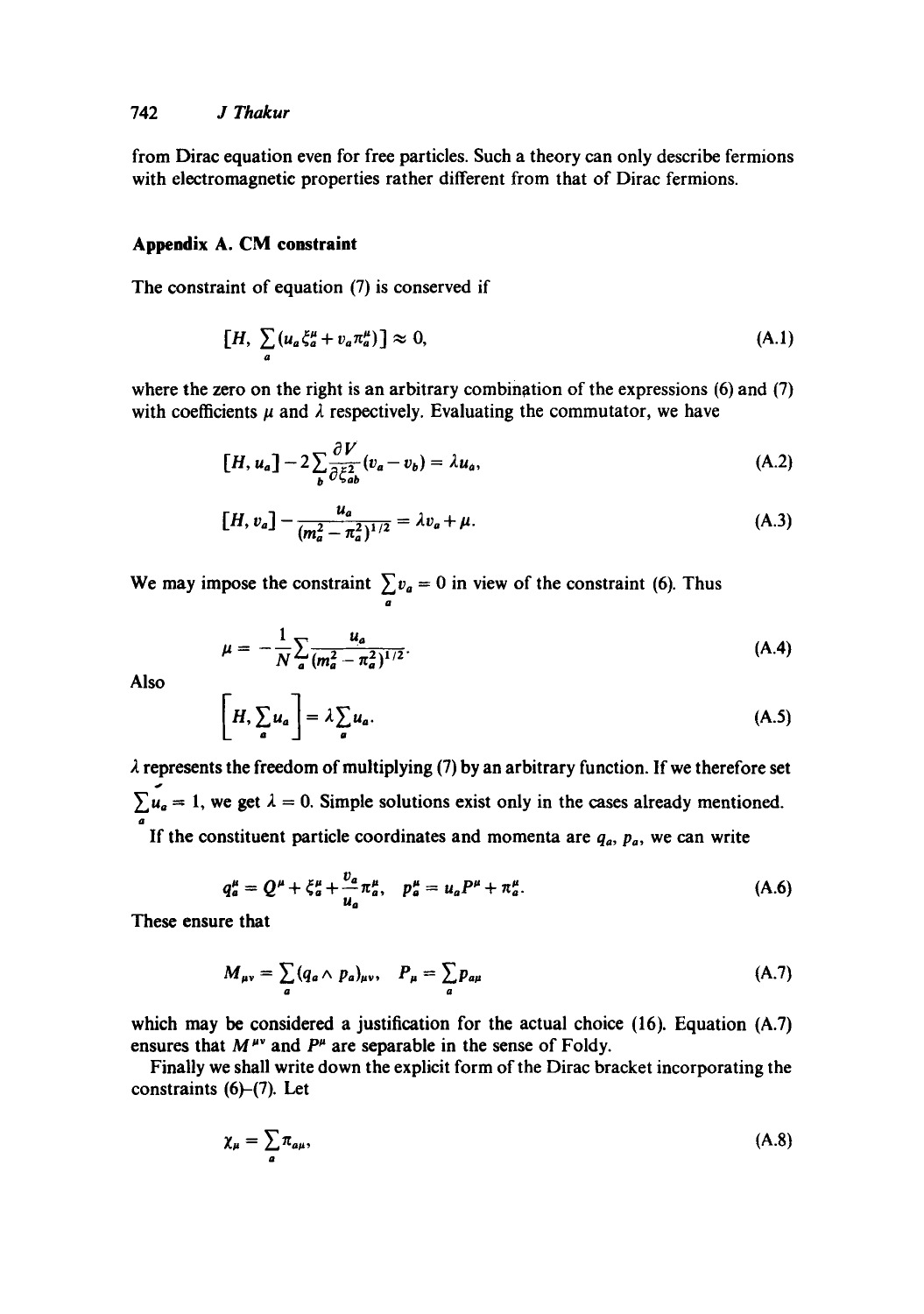from Dirac equation even for free particles. Such a theory can only describe fermions with electromagnetic properties rather different from that of Dirac fermions.

## Appendix A. CM constraint

The constraint of equation (7) is conserved if

$$[H, \sum_a (u_a \xi_a^\mu + v_a \pi_a^\mu)] \approx 0, \tag{A.1}$$

where the zero on the right is an arbitrary combination of the expressions (6) and (7) with coefficients $\mu$ and $\lambda$ respectively. Evaluating the commutator, we have

$$[H, u_a] - 2\sum_b \frac{\partial V}{\partial \xi_{ab}^2}(v_a - v_b) = \lambda u_a, \tag{A.2}$$

$$[H, v_a] - \frac{u_a}{(m_a^2 - \pi_a^2)^{1/2}} = \lambda v_a + \mu. \tag{A.3}$$

We may impose the constraint $\sum_a v_a = 0$ in view of the constraint (6). Thus

$$\mu = -\frac{1}{N}\sum_a \frac{u_a}{(m_a^2 - \pi_a^2)^{1/2}}. \tag{A.4}$$

Also

$$\left[H, \sum_a u_a\right] = \lambda \sum_a u_a. \tag{A.5}$$

$\lambda$ represents the freedom of multiplying (7) by an arbitrary function. If we therefore set $\sum_a u_a = 1$, we get $\lambda = 0$. Simple solutions exist only in the cases already mentioned.

If the constituent particle coordinates and momenta are $q_a$, $p_a$, we can write

$$q_a^\mu = Q^\mu + \xi_a^\mu + \frac{v_a}{u_a}\pi_a^\mu, \quad p_a^\mu = u_a P^\mu + \pi_a^\mu. \tag{A.6}$$

These ensure that

$$M_{\mu\nu} = \sum_a (q_a \wedge p_a)_{\mu\nu}, \quad P_\mu = \sum_a p_{a\mu} \tag{A.7}$$

which may be considered a justification for the actual choice (16). Equation (A.7) ensures that $M^{\mu\nu}$ and $P^\mu$ are separable in the sense of Foldy.

Finally we shall write down the explicit form of the Dirac bracket incorporating the constraints (6)–(7). Let

$$\chi_\mu = \sum_a \pi_{a\mu}, \tag{A.8}$$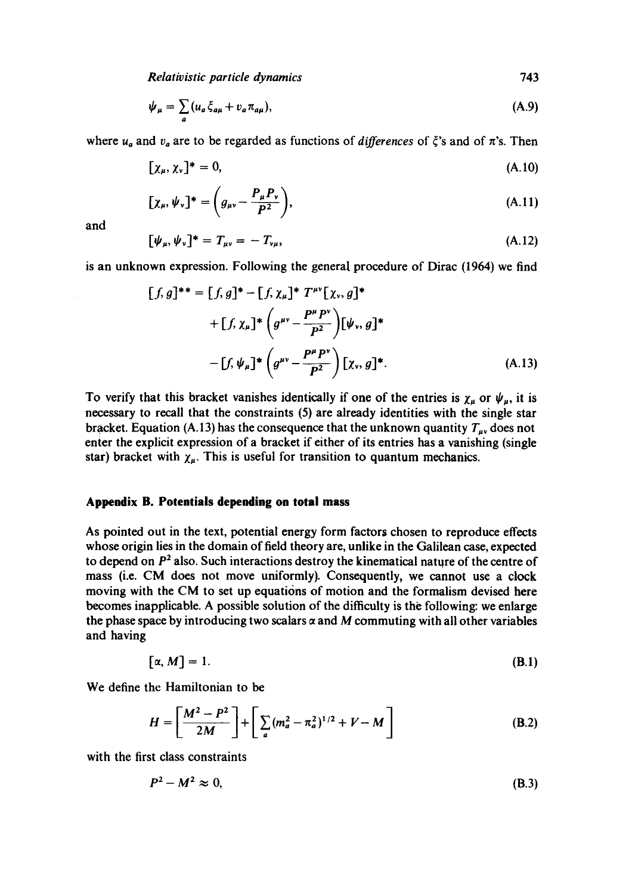$$\psi_\mu = \sum_a (u_a \xi_{a\mu} + v_a \pi_{a\mu}), \tag{A.9}$$

where $u_a$ and $v_a$ are to be regarded as functions of *differences* of $\xi$'s and of $\pi$'s. Then

$$[\chi_\mu, \chi_\nu]^* = 0, \tag{A.10}$$

$$[\chi_\mu, \psi_\nu]^* = \left(g_{\mu\nu} - \frac{P_\mu P_\nu}{P^2}\right), \tag{A.11}$$

and

$$[\psi_\mu, \psi_\nu]^* = T_{\mu\nu} = -T_{\nu\mu}, \tag{A.12}$$

is an unknown expression. Following the general procedure of Dirac (1964) we find

$$\begin{aligned}
[f, g]^{**} = [f, g]^* &- [f, \chi_\mu]^* \, T^{\mu\nu} [\chi_\nu, g]^* \\
&+ [f, \chi_\mu]^* \left(g^{\mu\nu} - \frac{P^\mu P^\nu}{P^2}\right)[\psi_\nu, g]^* \\
&- [f, \psi_\mu]^* \left(g^{\mu\nu} - \frac{P^\mu P^\nu}{P^2}\right)[\chi_\nu, g]^*.
\end{aligned} \tag{A.13}$$

To verify that this bracket vanishes identically if one of the entries is $\chi_\mu$ or $\psi_\mu$, it is necessary to recall that the constraints (5) are already identities with the single star bracket. Equation (A.13) has the consequence that the unknown quantity $T_{\mu\nu}$ does not enter the explicit expression of a bracket if either of its entries has a vanishing (single star) bracket with $\chi_\mu$. This is useful for transition to quantum mechanics.

## Appendix B. Potentials depending on total mass

As pointed out in the text, potential energy form factors chosen to reproduce effects whose origin lies in the domain of field theory are, unlike in the Galilean case, expected to depend on $P^2$ also. Such interactions destroy the kinematical nature of the centre of mass (i.e. CM does not move uniformly). Consequently, we cannot use a clock moving with the CM to set up equations of motion and the formalism devised here becomes inapplicable. A possible solution of the difficulty is the following: we enlarge the phase space by introducing two scalars $\alpha$ and $M$ commuting with all other variables and having

$$[\alpha, M] = 1. \tag{B.1}$$

We define the Hamiltonian to be

$$H = \left[\frac{M^2 - P^2}{2M}\right] + \left[\sum_a (m_a^2 - \pi_a^2)^{1/2} + V - M\right] \tag{B.2}$$

with the first class constraints

$$P^2 - M^2 \approx 0, \tag{B.3}$$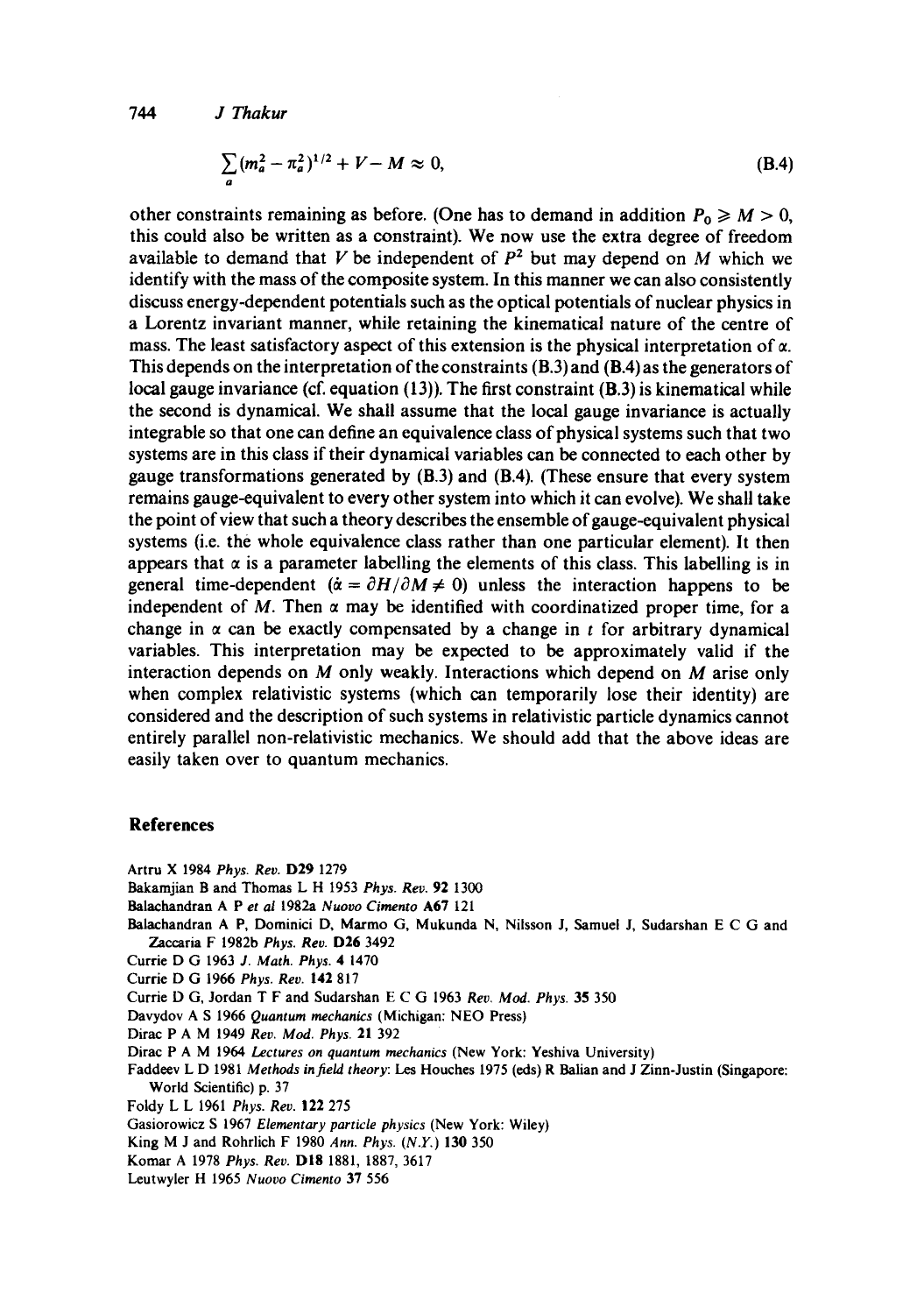$$\sum_a (m_a^2 - \pi_a^2)^{1/2} + V - M \approx 0, \tag{B.4}$$

other constraints remaining as before. (One has to demand in addition $P_0 \geqslant M > 0$, this could also be written as a constraint). We now use the extra degree of freedom available to demand that $V$ be independent of $P^2$ but may depend on $M$ which we identify with the mass of the composite system. In this manner we can also consistently discuss energy-dependent potentials such as the optical potentials of nuclear physics in a Lorentz invariant manner, while retaining the kinematical nature of the centre of mass. The least satisfactory aspect of this extension is the physical interpretation of $\alpha$. This depends on the interpretation of the constraints (B.3) and (B.4) as the generators of local gauge invariance (cf. equation (13)). The first constraint (B.3) is kinematical while the second is dynamical. We shall assume that the local gauge invariance is actually integrable so that one can define an equivalence class of physical systems such that two systems are in this class if their dynamical variables can be connected to each other by gauge transformations generated by (B.3) and (B.4). (These ensure that every system remains gauge-equivalent to every other system into which it can evolve). We shall take the point of view that such a theory describes the ensemble of gauge-equivalent physical systems (i.e. the whole equivalence class rather than one particular element). It then appears that $\alpha$ is a parameter labelling the elements of this class. This labelling is in general time-dependent ($\dot{\alpha} = \partial H/\partial M \neq 0$) unless the interaction happens to be independent of $M$. Then $\alpha$ may be identified with coordinatized proper time, for a change in $\alpha$ can be exactly compensated by a change in $t$ for arbitrary dynamical variables. This interpretation may be expected to be approximately valid if the interaction depends on $M$ only weakly. Interactions which depend on $M$ arise only when complex relativistic systems (which can temporarily lose their identity) are considered and the description of such systems in relativistic particle dynamics cannot entirely parallel non-relativistic mechanics. We should add that the above ideas are easily taken over to quantum mechanics.

## References

Artru X 1984 *Phys. Rev.* **D29** 1279

Bakamjian B and Thomas L H 1953 *Phys. Rev.* **92** 1300

Balachandran A P *et al* 1982a *Nuovo Cimento* **A67** 121

Balachandran A P, Dominici D, Marmo G, Mukunda N, Nilsson J, Samuel J, Sudarshan E C G and Zaccaria F 1982b *Phys. Rev.* **D26** 3492

Currie D G 1963 *J. Math. Phys.* **4** 1470

Currie D G 1966 *Phys. Rev.* **142** 817

Currie D G, Jordan T F and Sudarshan E C G 1963 *Rev. Mod. Phys.* **35** 350

Davydov A S 1966 *Quantum mechanics* (Michigan: NEO Press)

Dirac P A M 1949 *Rev. Mod. Phys.* **21** 392

Dirac P A M 1964 *Lectures on quantum mechanics* (New York: Yeshiva University)

Faddeev L D 1981 *Methods in field theory*: Les Houches 1975 (eds) R Balian and J Zinn-Justin (Singapore: World Scientific) p. 37

Foldy L L 1961 *Phys. Rev.* **122** 275

Gasiorowicz S 1967 *Elementary particle physics* (New York: Wiley)

King M J and Rohrlich F 1980 *Ann. Phys.* (*N.Y.*) **130** 350

Komar A 1978 *Phys. Rev.* **D18** 1881, 1887, 3617

Leutwyler H 1965 *Nuovo Cimento* **37** 556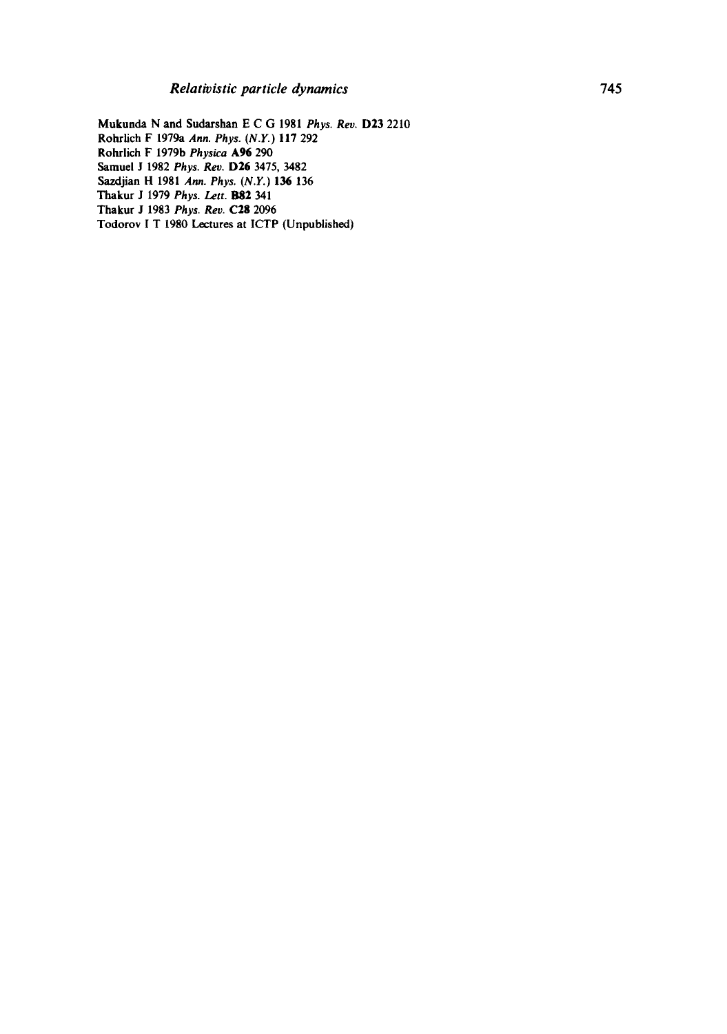Mukunda N and Sudarshan E C G 1981 *Phys. Rev.* **D23** 2210
Rohrlich F 1979a *Ann. Phys.* (*N.Y.*) **117** 292
Rohrlich F 1979b *Physica* **A96** 290
Samuel J 1982 *Phys. Rev.* **D26** 3475, 3482
Sazdjian H 1981 *Ann. Phys.* (*N.Y.*) **136** 136
Thakur J 1979 *Phys. Lett.* **B82** 341
Thakur J 1983 *Phys. Rev.* **C28** 2096
Todorov I T 1980 Lectures at ICTP (Unpublished)